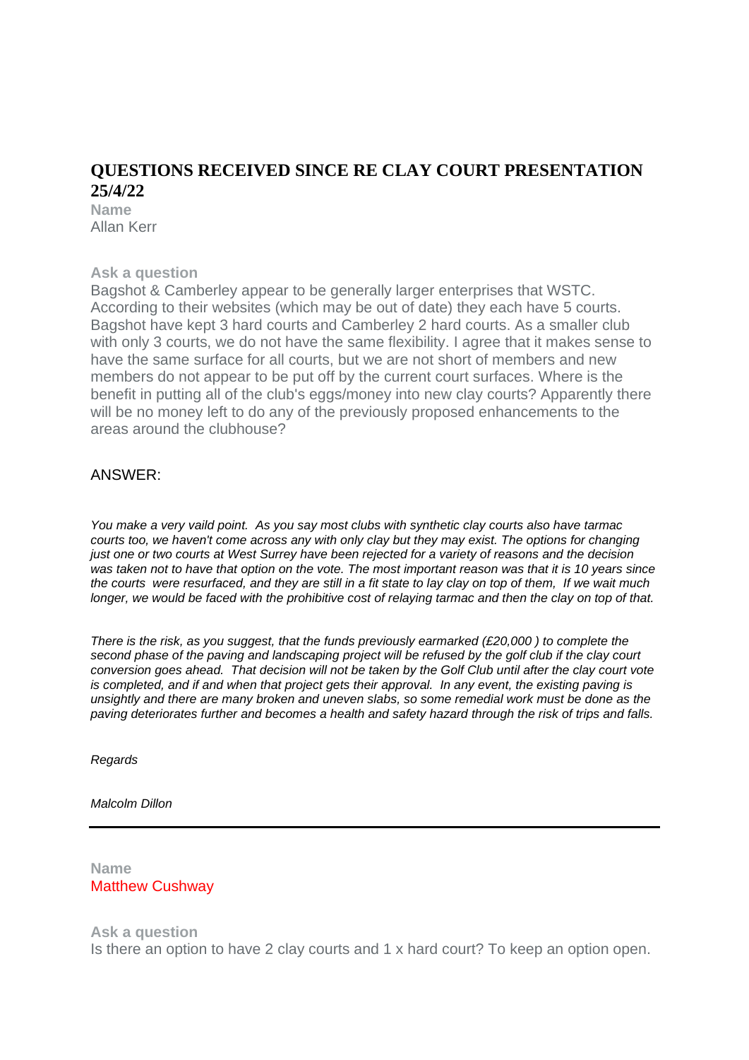# QUESTIONS RECEIVED SINCE RE CLAY COURT PRESENTATION 25/4/22

**Name**
Allan Kerr

**Ask a question**
Bagshot & Camberley appear to be generally larger enterprises that WSTC. According to their websites (which may be out of date) they each have 5 courts. Bagshot have kept 3 hard courts and Camberley 2 hard courts. As a smaller club with only 3 courts, we do not have the same flexibility. I agree that it makes sense to have the same surface for all courts, but we are not short of members and new members do not appear to be put off by the current court surfaces. Where is the benefit in putting all of the club's eggs/money into new clay courts? Apparently there will be no money left to do any of the previously proposed enhancements to the areas around the clubhouse?

ANSWER:

*You make a very vaild point. As you say most clubs with synthetic clay courts also have tarmac courts too, we haven't come across any with only clay but they may exist. The options for changing just one or two courts at West Surrey have been rejected for a variety of reasons and the decision was taken not to have that option on the vote. The most important reason was that it is 10 years since the courts were resurfaced, and they are still in a fit state to lay clay on top of them, If we wait much longer, we would be faced with the prohibitive cost of relaying tarmac and then the clay on top of that.*

*There is the risk, as you suggest, that the funds previously earmarked (£20,000 ) to complete the second phase of the paving and landscaping project will be refused by the golf club if the clay court conversion goes ahead. That decision will not be taken by the Golf Club until after the clay court vote is completed, and if and when that project gets their approval. In any event, the existing paving is unsightly and there are many broken and uneven slabs, so some remedial work must be done as the paving deteriorates further and becomes a health and safety hazard through the risk of trips and falls.*

*Regards*

*Malcolm Dillon*

---

**Name**
Matthew Cushway

**Ask a question**
Is there an option to have 2 clay courts and 1 x hard court? To keep an option open.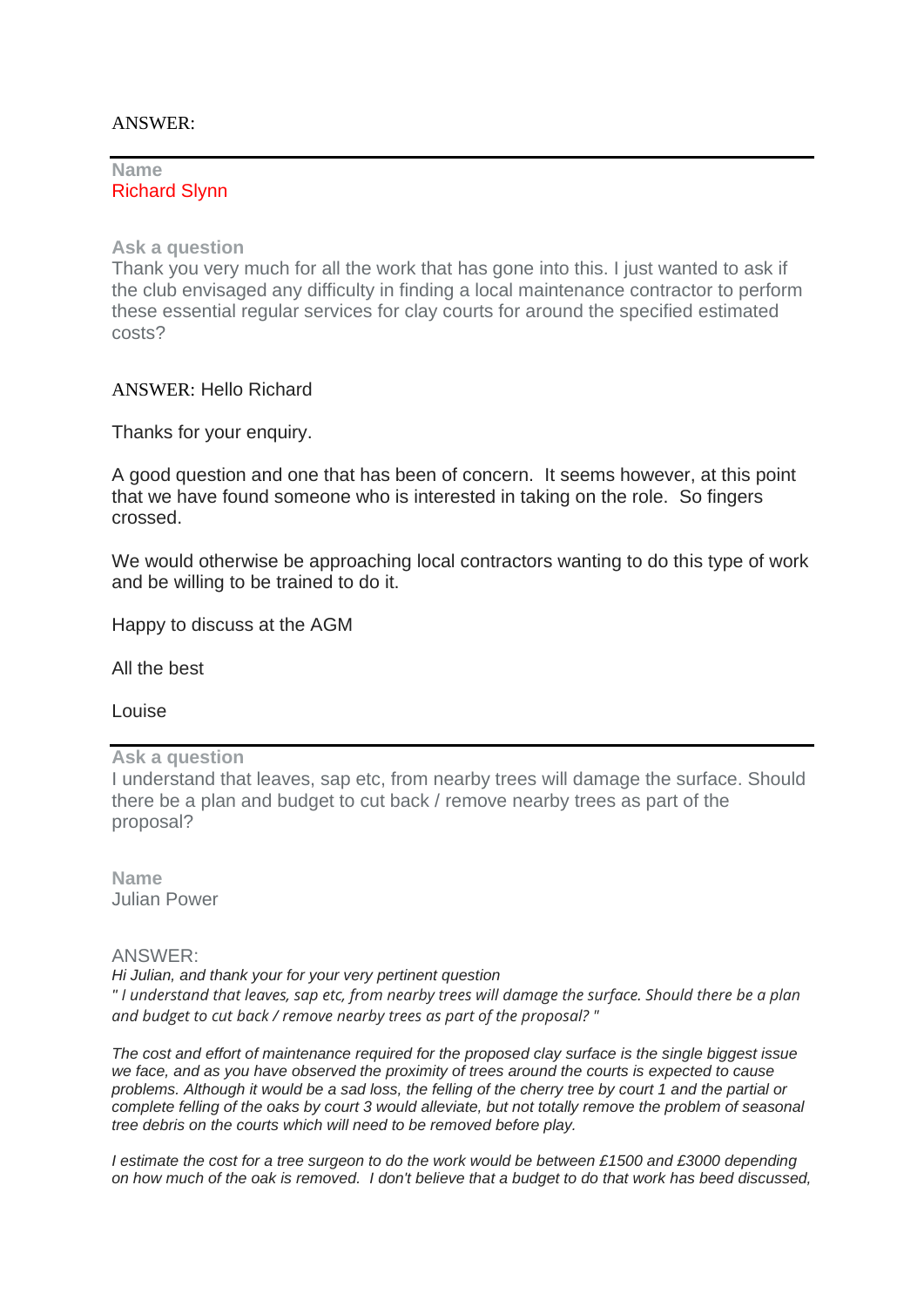ANSWER:

---

**Name**
Richard Slynn

**Ask a question**
Thank you very much for all the work that has gone into this. I just wanted to ask if the club envisaged any difficulty in finding a local maintenance contractor to perform these essential regular services for clay courts for around the specified estimated costs?

ANSWER: Hello Richard

Thanks for your enquiry.

A good question and one that has been of concern. It seems however, at this point that we have found someone who is interested in taking on the role. So fingers crossed.

We would otherwise be approaching local contractors wanting to do this type of work and be willing to be trained to do it.

Happy to discuss at the AGM

All the best

Louise

---

**Ask a question**
I understand that leaves, sap etc, from nearby trees will damage the surface. Should there be a plan and budget to cut back / remove nearby trees as part of the proposal?

**Name**
Julian Power

ANSWER:
*Hi Julian, and thank your for your very pertinent question*
*" I understand that leaves, sap etc, from nearby trees will damage the surface. Should there be a plan and budget to cut back / remove nearby trees as part of the proposal? "*

*The cost and effort of maintenance required for the proposed clay surface is the single biggest issue we face, and as you have observed the proximity of trees around the courts is expected to cause problems. Although it would be a sad loss, the felling of the cherry tree by court 1 and the partial or complete felling of the oaks by court 3 would alleviate, but not totally remove the problem of seasonal tree debris on the courts which will need to be removed before play.*

*I estimate the cost for a tree surgeon to do the work would be between £1500 and £3000 depending on how much of the oak is removed. I don't believe that a budget to do that work has beed discussed,*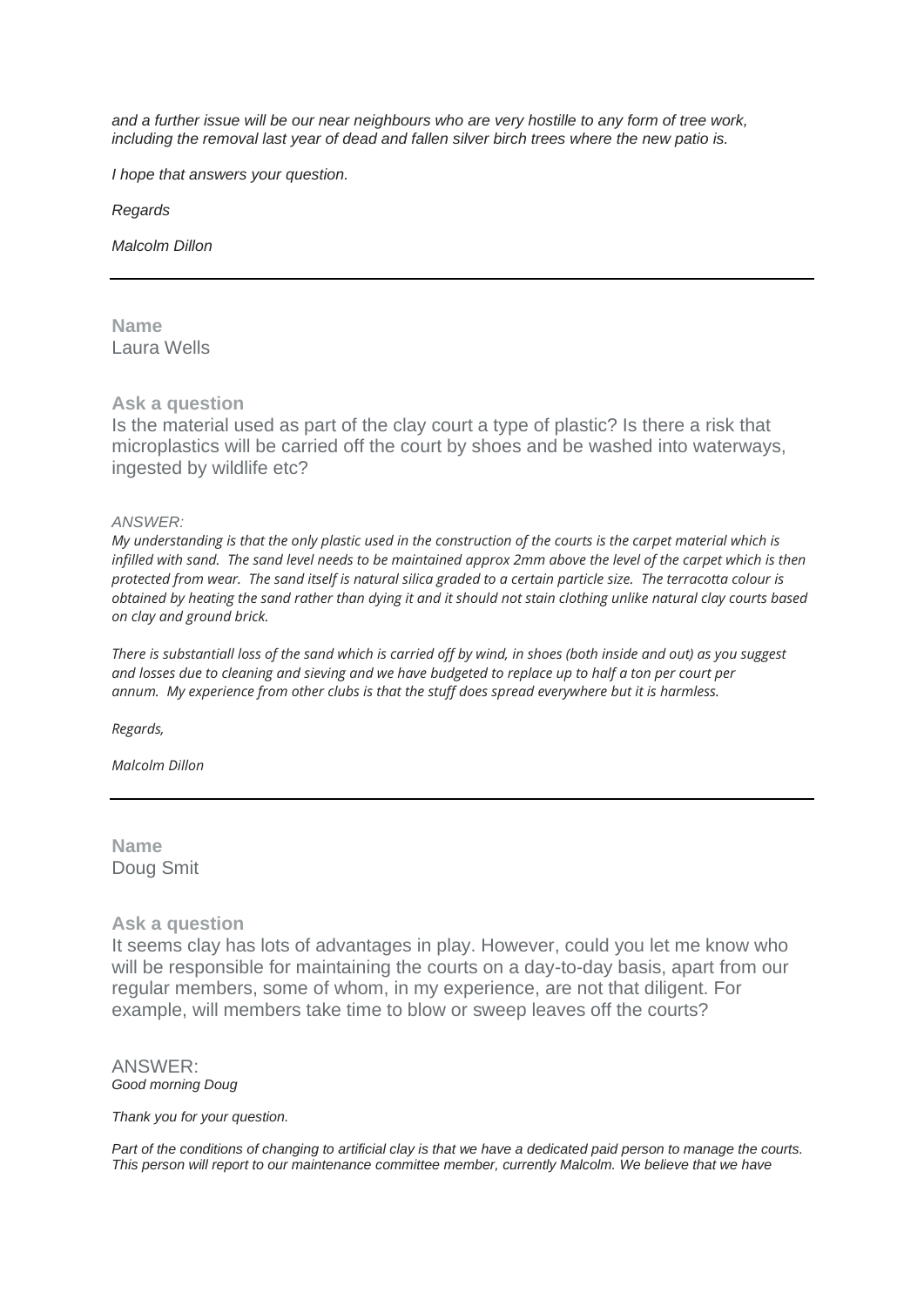*and a further issue will be our near neighbours who are very hostille to any form of tree work, including the removal last year of dead and fallen silver birch trees where the new patio is.*

*I hope that answers your question.*

*Regards*

*Malcolm Dillon*

---

**Name**
Laura Wells

**Ask a question**
Is the material used as part of the clay court a type of plastic? Is there a risk that microplastics will be carried off the court by shoes and be washed into waterways, ingested by wildlife etc?

*ANSWER:*

*My understanding is that the only plastic used in the construction of the courts is the carpet material which is infilled with sand. The sand level needs to be maintained approx 2mm above the level of the carpet which is then protected from wear. The sand itself is natural silica graded to a certain particle size. The terracotta colour is obtained by heating the sand rather than dying it and it should not stain clothing unlike natural clay courts based on clay and ground brick.*

*There is substantiall loss of the sand which is carried off by wind, in shoes (both inside and out) as you suggest and losses due to cleaning and sieving and we have budgeted to replace up to half a ton per court per annum. My experience from other clubs is that the stuff does spread everywhere but it is harmless.*

*Regards,*

*Malcolm Dillon*

---

**Name**
Doug Smit

**Ask a question**
It seems clay has lots of advantages in play. However, could you let me know who will be responsible for maintaining the courts on a day-to-day basis, apart from our regular members, some of whom, in my experience, are not that diligent. For example, will members take time to blow or sweep leaves off the courts?

ANSWER:
*Good morning Doug*

*Thank you for your question.*

*Part of the conditions of changing to artificial clay is that we have a dedicated paid person to manage the courts. This person will report to our maintenance committee member, currently Malcolm. We believe that we have*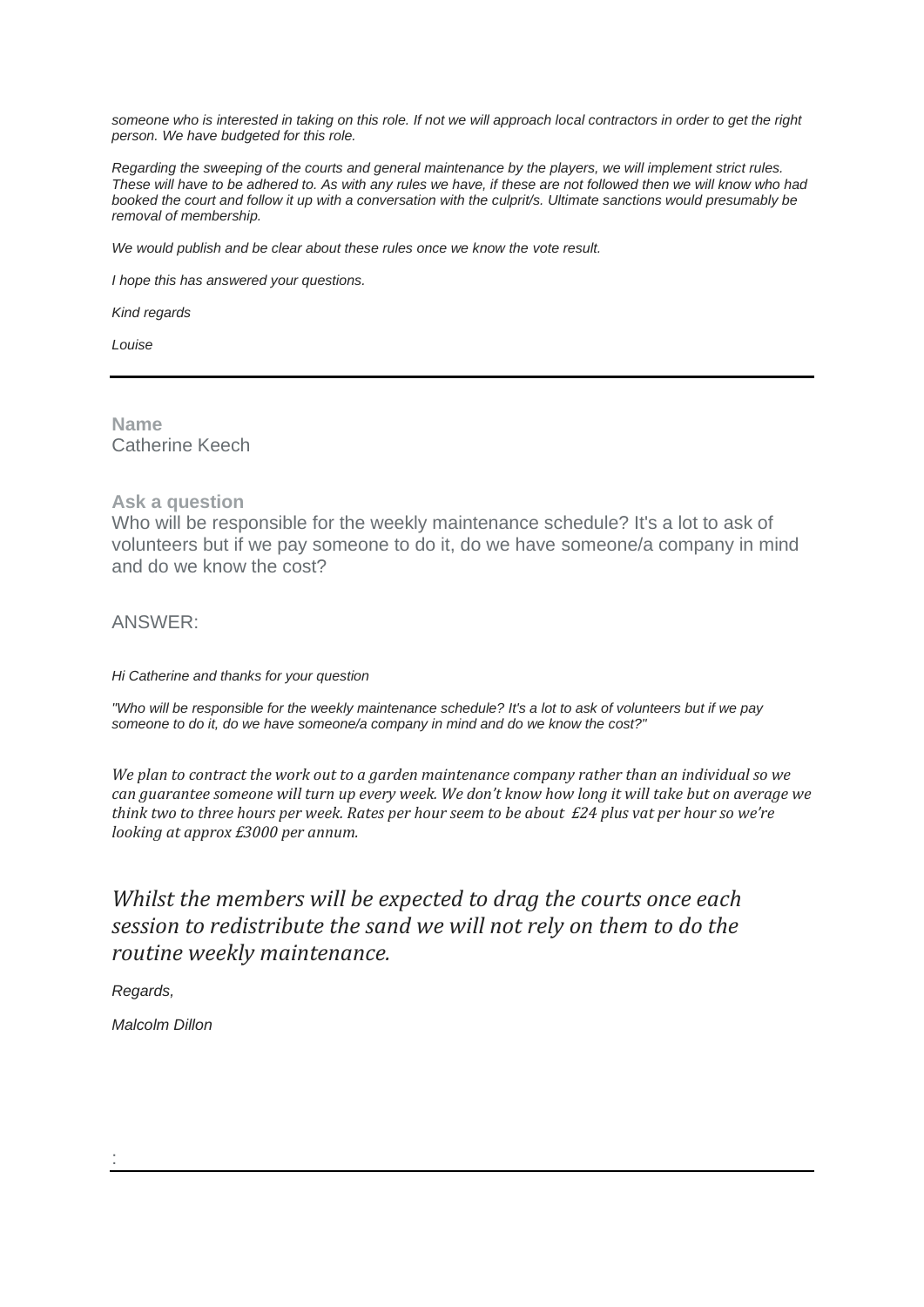*someone who is interested in taking on this role. If not we will approach local contractors in order to get the right person. We have budgeted for this role.*

*Regarding the sweeping of the courts and general maintenance by the players, we will implement strict rules. These will have to be adhered to. As with any rules we have, if these are not followed then we will know who had booked the court and follow it up with a conversation with the culprit/s. Ultimate sanctions would presumably be removal of membership.*

*We would publish and be clear about these rules once we know the vote result.*

*I hope this has answered your questions.*

*Kind regards*

*Louise*

---

**Name**
Catherine Keech

**Ask a question**
Who will be responsible for the weekly maintenance schedule? It's a lot to ask of volunteers but if we pay someone to do it, do we have someone/a company in mind and do we know the cost?

ANSWER:

*Hi Catherine and thanks for your question*

*"Who will be responsible for the weekly maintenance schedule? It's a lot to ask of volunteers but if we pay someone to do it, do we have someone/a company in mind and do we know the cost?"*

*We plan to contract the work out to a garden maintenance company rather than an individual so we can guarantee someone will turn up every week. We don't know how long it will take but on average we think two to three hours per week. Rates per hour seem to be about £24 plus vat per hour so we're looking at approx £3000 per annum.*

*Whilst the members will be expected to drag the courts once each session to redistribute the sand we will not rely on them to do the routine weekly maintenance.*

*Regards,*

*Malcolm Dillon*

:

---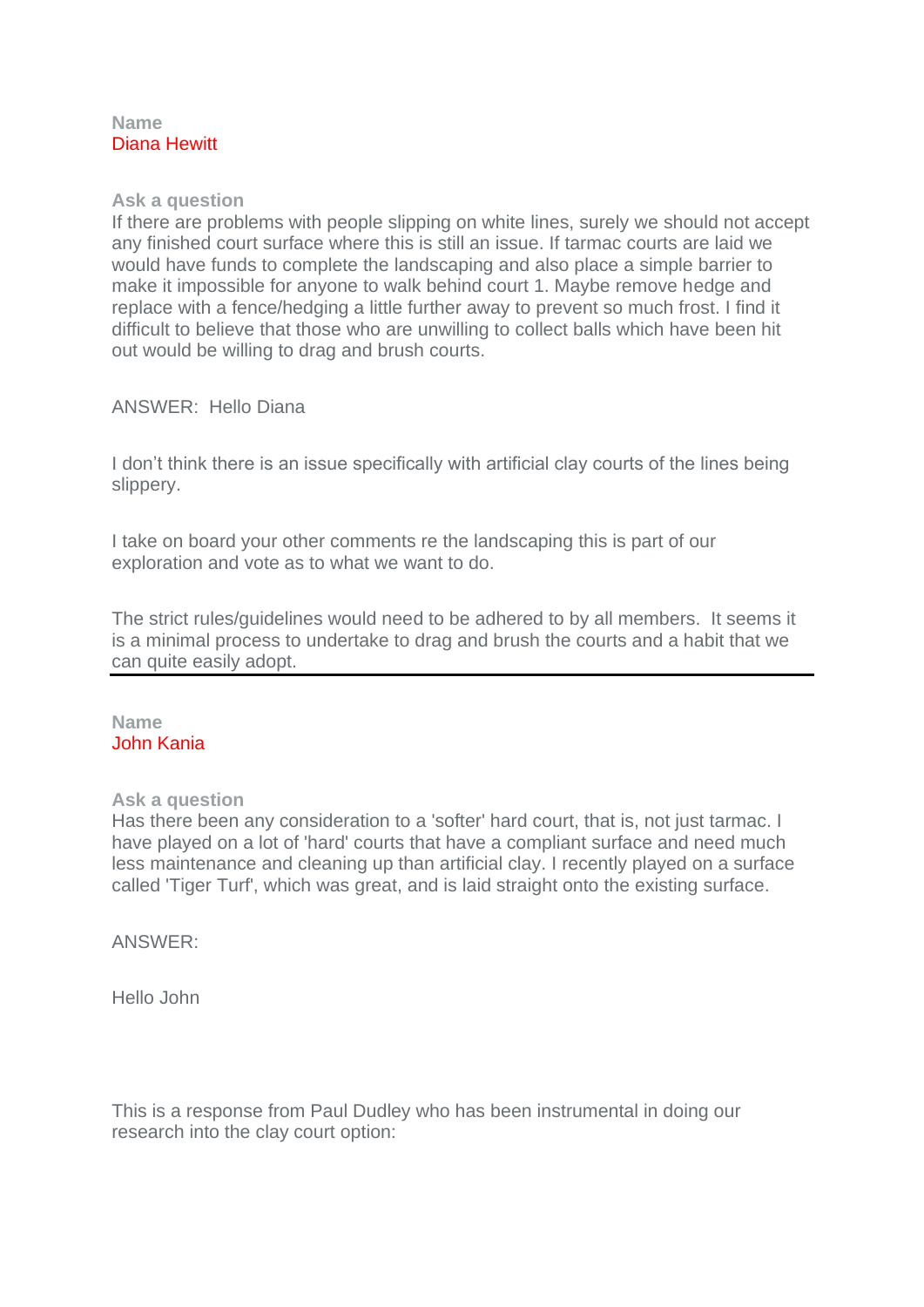**Name**
Diana Hewitt

**Ask a question**
If there are problems with people slipping on white lines, surely we should not accept any finished court surface where this is still an issue. If tarmac courts are laid we would have funds to complete the landscaping and also place a simple barrier to make it impossible for anyone to walk behind court 1. Maybe remove hedge and replace with a fence/hedging a little further away to prevent so much frost. I find it difficult to believe that those who are unwilling to collect balls which have been hit out would be willing to drag and brush courts.

ANSWER: Hello Diana

I don't think there is an issue specifically with artificial clay courts of the lines being slippery.

I take on board your other comments re the landscaping this is part of our exploration and vote as to what we want to do.

The strict rules/guidelines would need to be adhered to by all members. It seems it is a minimal process to undertake to drag and brush the courts and a habit that we can quite easily adopt.

---

**Name**
John Kania

**Ask a question**
Has there been any consideration to a 'softer' hard court, that is, not just tarmac. I have played on a lot of 'hard' courts that have a compliant surface and need much less maintenance and cleaning up than artificial clay. I recently played on a surface called 'Tiger Turf', which was great, and is laid straight onto the existing surface.

ANSWER:

Hello John

This is a response from Paul Dudley who has been instrumental in doing our research into the clay court option: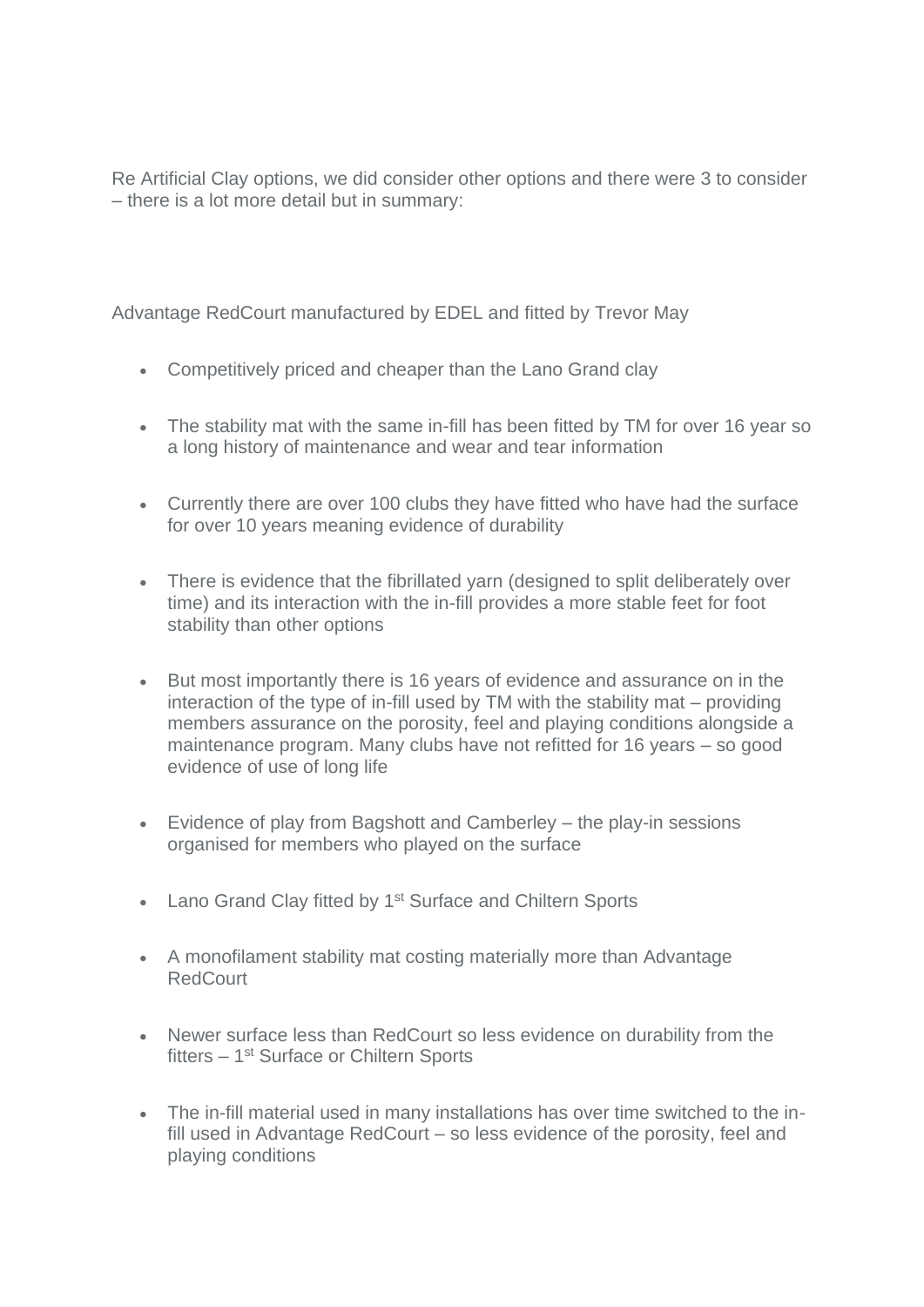Re Artificial Clay options, we did consider other options and there were 3 to consider – there is a lot more detail but in summary:

Advantage RedCourt manufactured by EDEL and fitted by Trevor May

- Competitively priced and cheaper than the Lano Grand clay
- The stability mat with the same in-fill has been fitted by TM for over 16 year so a long history of maintenance and wear and tear information
- Currently there are over 100 clubs they have fitted who have had the surface for over 10 years meaning evidence of durability
- There is evidence that the fibrillated yarn (designed to split deliberately over time) and its interaction with the in-fill provides a more stable feet for foot stability than other options
- But most importantly there is 16 years of evidence and assurance on in the interaction of the type of in-fill used by TM with the stability mat – providing members assurance on the porosity, feel and playing conditions alongside a maintenance program. Many clubs have not refitted for 16 years – so good evidence of use of long life
- Evidence of play from Bagshott and Camberley – the play-in sessions organised for members who played on the surface
- Lano Grand Clay fitted by 1st Surface and Chiltern Sports
- A monofilament stability mat costing materially more than Advantage RedCourt
- Newer surface less than RedCourt so less evidence on durability from the fitters – 1st Surface or Chiltern Sports
- The in-fill material used in many installations has over time switched to the in-fill used in Advantage RedCourt – so less evidence of the porosity, feel and playing conditions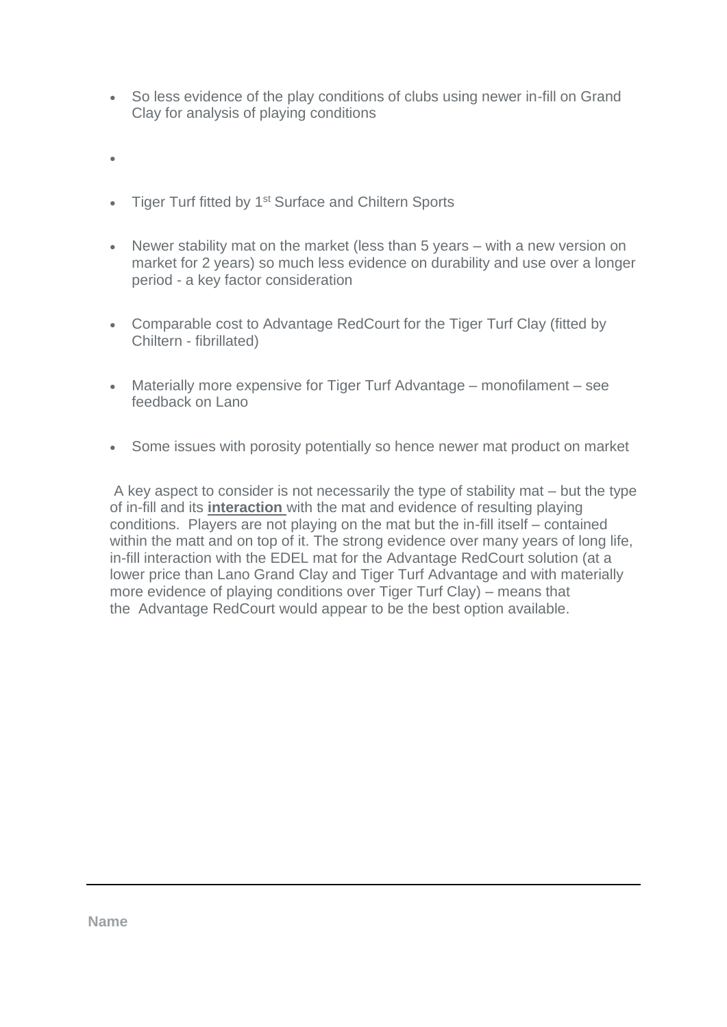- So less evidence of the play conditions of clubs using newer in-fill on Grand Clay for analysis of playing conditions

- Tiger Turf fitted by 1st Surface and Chiltern Sports

- Newer stability mat on the market (less than 5 years – with a new version on market for 2 years) so much less evidence on durability and use over a longer period - a key factor consideration

- Comparable cost to Advantage RedCourt for the Tiger Turf Clay (fitted by Chiltern - fibrillated)

- Materially more expensive for Tiger Turf Advantage – monofilament – see feedback on Lano

- Some issues with porosity potentially so hence newer mat product on market

A key aspect to consider is not necessarily the type of stability mat – but the type of in-fill and its **interaction** with the mat and evidence of resulting playing conditions. Players are not playing on the mat but the in-fill itself – contained within the matt and on top of it. The strong evidence over many years of long life, in-fill interaction with the EDEL mat for the Advantage RedCourt solution (at a lower price than Lano Grand Clay and Tiger Turf Advantage and with materially more evidence of playing conditions over Tiger Turf Clay) – means that the Advantage RedCourt would appear to be the best option available.

---

**Name**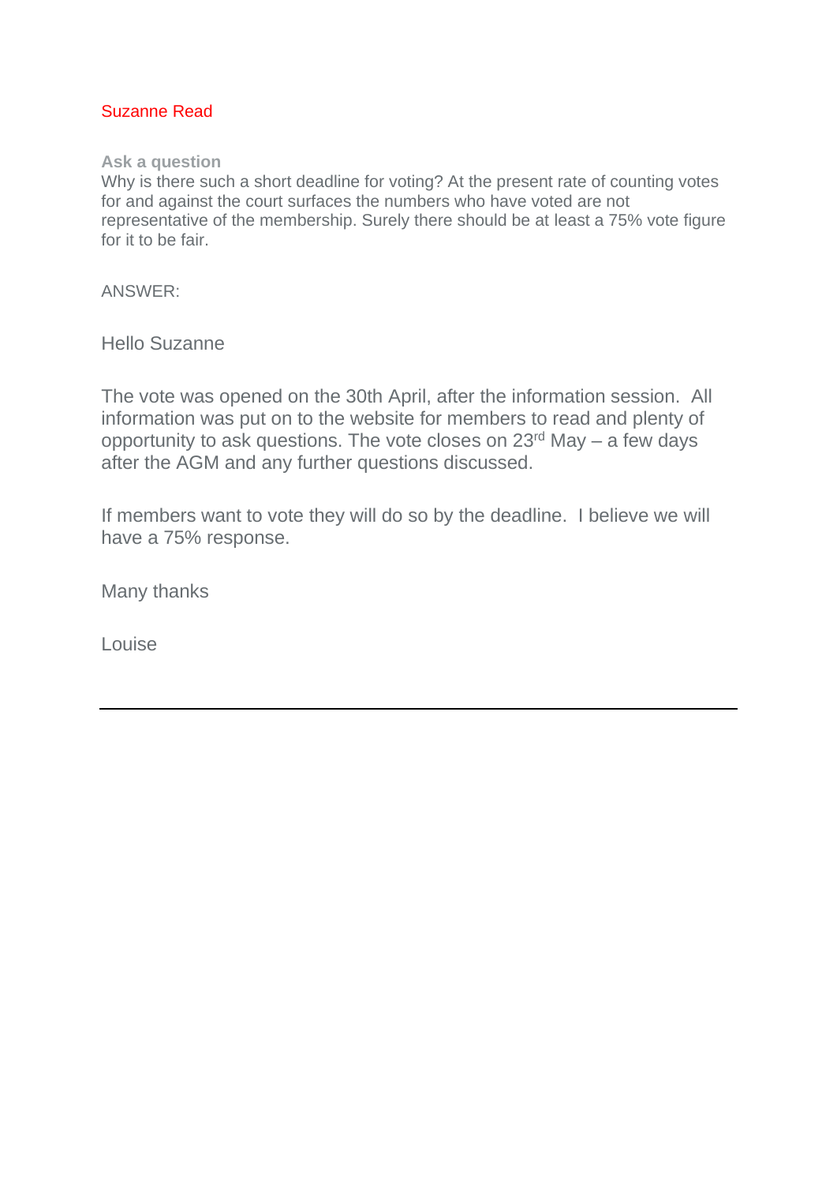Suzanne Read

**Ask a question**

Why is there such a short deadline for voting? At the present rate of counting votes for and against the court surfaces the numbers who have voted are not representative of the membership. Surely there should be at least a 75% vote figure for it to be fair.

ANSWER:

Hello Suzanne

The vote was opened on the 30th April, after the information session. All information was put on to the website for members to read and plenty of opportunity to ask questions. The vote closes on 23rd May – a few days after the AGM and any further questions discussed.

If members want to vote they will do so by the deadline. I believe we will have a 75% response.

Many thanks

Louise

---